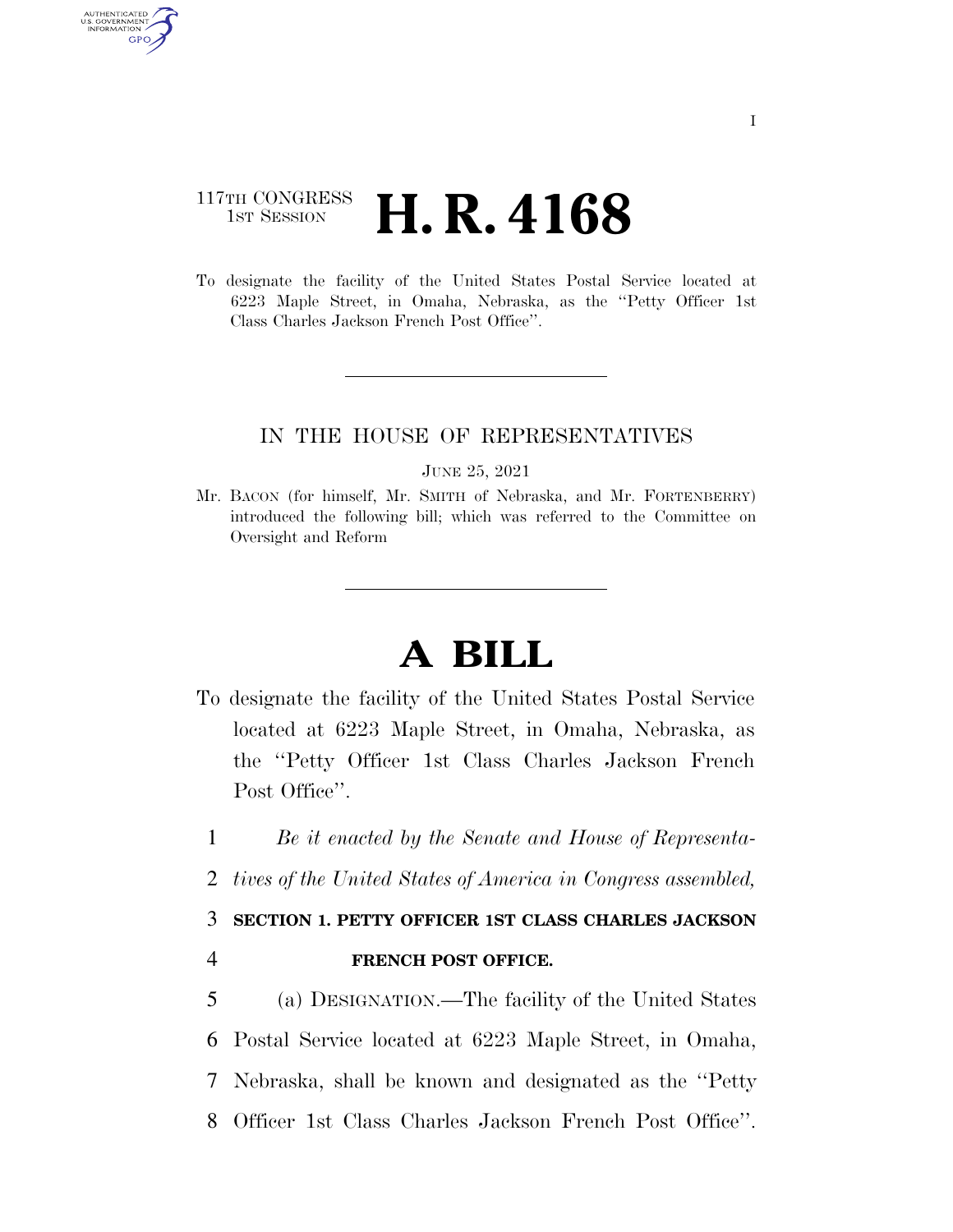117TH CONGRESS
1ST SESSION

# H. R. 4168

To designate the facility of the United States Postal Service located at 6223 Maple Street, in Omaha, Nebraska, as the "Petty Officer 1st Class Charles Jackson French Post Office".

IN THE HOUSE OF REPRESENTATIVES

JUNE 25, 2021

Mr. BACON (for himself, Mr. SMITH of Nebraska, and Mr. FORTENBERRY) introduced the following bill; which was referred to the Committee on Oversight and Reform

# A BILL

To designate the facility of the United States Postal Service located at 6223 Maple Street, in Omaha, Nebraska, as the "Petty Officer 1st Class Charles Jackson French Post Office".

1 *Be it enacted by the Senate and House of Representa-*
2 *tives of the United States of America in Congress assembled,*

3 **SECTION 1. PETTY OFFICER 1ST CLASS CHARLES JACKSON**
4 **FRENCH POST OFFICE.**

5 (a) DESIGNATION.—The facility of the United States
6 Postal Service located at 6223 Maple Street, in Omaha,
7 Nebraska, shall be known and designated as the "Petty
8 Officer 1st Class Charles Jackson French Post Office".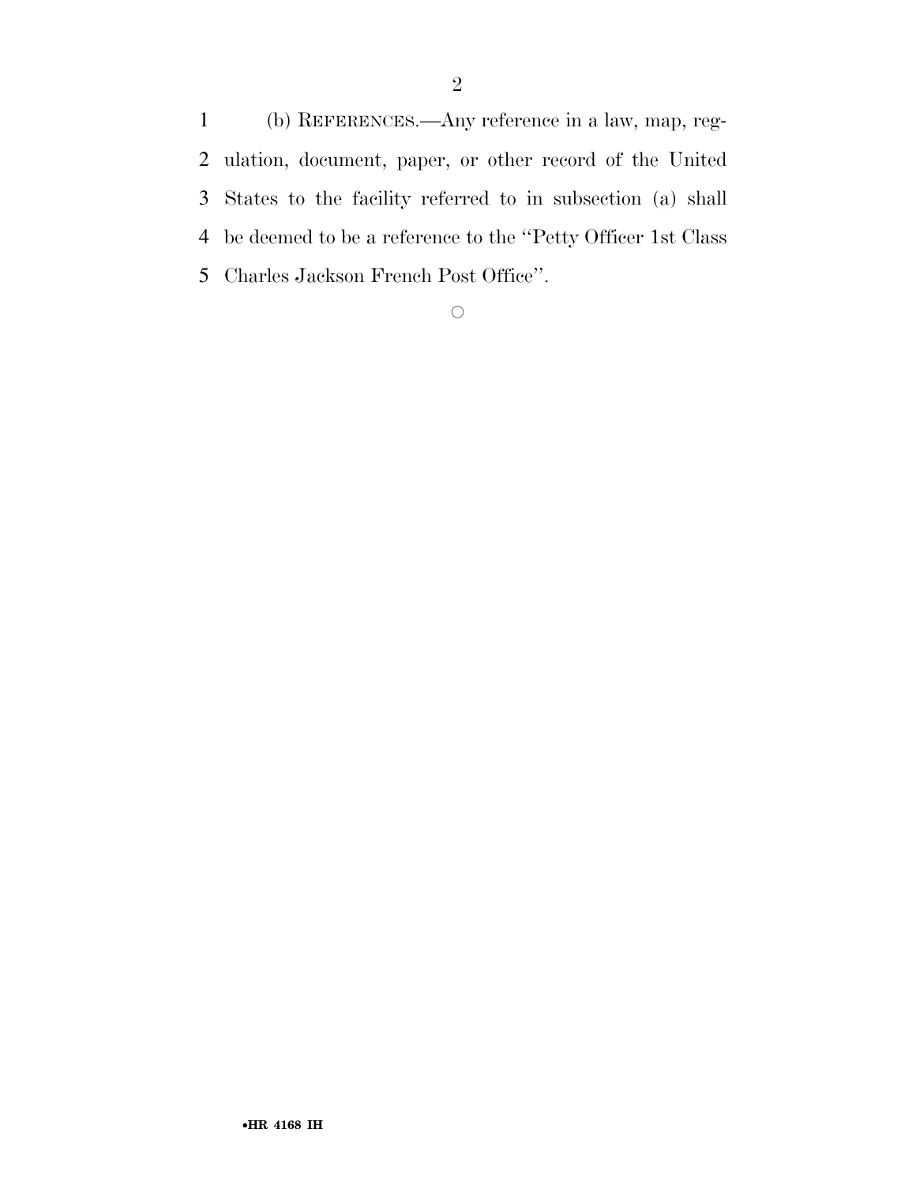(b) REFERENCES.—Any reference in a law, map, regulation, document, paper, or other record of the United States to the facility referred to in subsection (a) shall be deemed to be a reference to the "Petty Officer 1st Class Charles Jackson French Post Office".

○